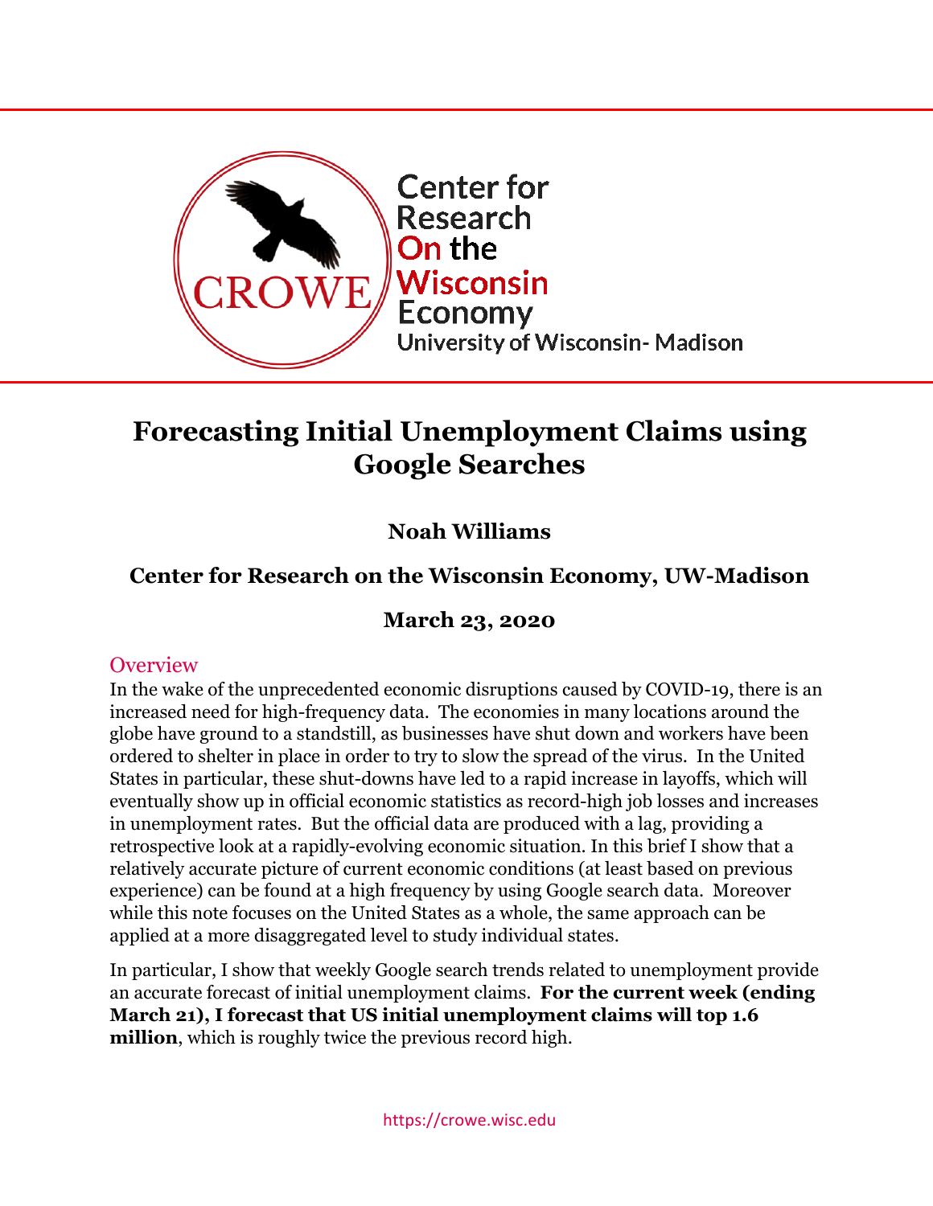Center for Research On the Wisconsin Economy

University of Wisconsin- Madison

# Forecasting Initial Unemployment Claims using Google Searches

**Noah Williams**

**Center for Research on the Wisconsin Economy, UW-Madison**

**March 23, 2020**

## Overview

In the wake of the unprecedented economic disruptions caused by COVID-19, there is an increased need for high-frequency data. The economies in many locations around the globe have ground to a standstill, as businesses have shut down and workers have been ordered to shelter in place in order to try to slow the spread of the virus. In the United States in particular, these shut-downs have led to a rapid increase in layoffs, which will eventually show up in official economic statistics as record-high job losses and increases in unemployment rates. But the official data are produced with a lag, providing a retrospective look at a rapidly-evolving economic situation. In this brief I show that a relatively accurate picture of current economic conditions (at least based on previous experience) can be found at a high frequency by using Google search data. Moreover while this note focuses on the United States as a whole, the same approach can be applied at a more disaggregated level to study individual states.

In particular, I show that weekly Google search trends related to unemployment provide an accurate forecast of initial unemployment claims. **For the current week (ending March 21), I forecast that US initial unemployment claims will top 1.6 million**, which is roughly twice the previous record high.

https://crowe.wisc.edu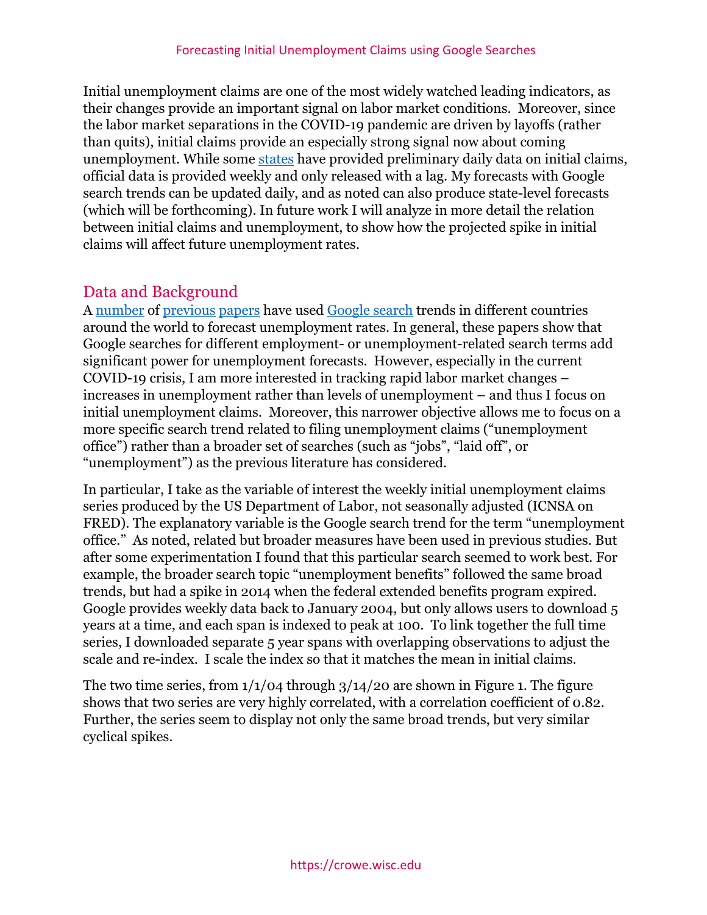Initial unemployment claims are one of the most widely watched leading indicators, as their changes provide an important signal on labor market conditions. Moreover, since the labor market separations in the COVID-19 pandemic are driven by layoffs (rather than quits), initial claims provide an especially strong signal now about coming unemployment. While some states have provided preliminary daily data on initial claims, official data is provided weekly and only released with a lag. My forecasts with Google search trends can be updated daily, and as noted can also produce state-level forecasts (which will be forthcoming). In future work I will analyze in more detail the relation between initial claims and unemployment, to show how the projected spike in initial claims will affect future unemployment rates.

## Data and Background

A number of previous papers have used Google search trends in different countries around the world to forecast unemployment rates. In general, these papers show that Google searches for different employment- or unemployment-related search terms add significant power for unemployment forecasts. However, especially in the current COVID-19 crisis, I am more interested in tracking rapid labor market changes – increases in unemployment rather than levels of unemployment – and thus I focus on initial unemployment claims. Moreover, this narrower objective allows me to focus on a more specific search trend related to filing unemployment claims ("unemployment office") rather than a broader set of searches (such as "jobs", "laid off", or "unemployment") as the previous literature has considered.

In particular, I take as the variable of interest the weekly initial unemployment claims series produced by the US Department of Labor, not seasonally adjusted (ICNSA on FRED). The explanatory variable is the Google search trend for the term "unemployment office." As noted, related but broader measures have been used in previous studies. But after some experimentation I found that this particular search seemed to work best. For example, the broader search topic "unemployment benefits" followed the same broad trends, but had a spike in 2014 when the federal extended benefits program expired. Google provides weekly data back to January 2004, but only allows users to download 5 years at a time, and each span is indexed to peak at 100. To link together the full time series, I downloaded separate 5 year spans with overlapping observations to adjust the scale and re-index. I scale the index so that it matches the mean in initial claims.

The two time series, from 1/1/04 through 3/14/20 are shown in Figure 1. The figure shows that two series are very highly correlated, with a correlation coefficient of 0.82. Further, the series seem to display not only the same broad trends, but very similar cyclical spikes.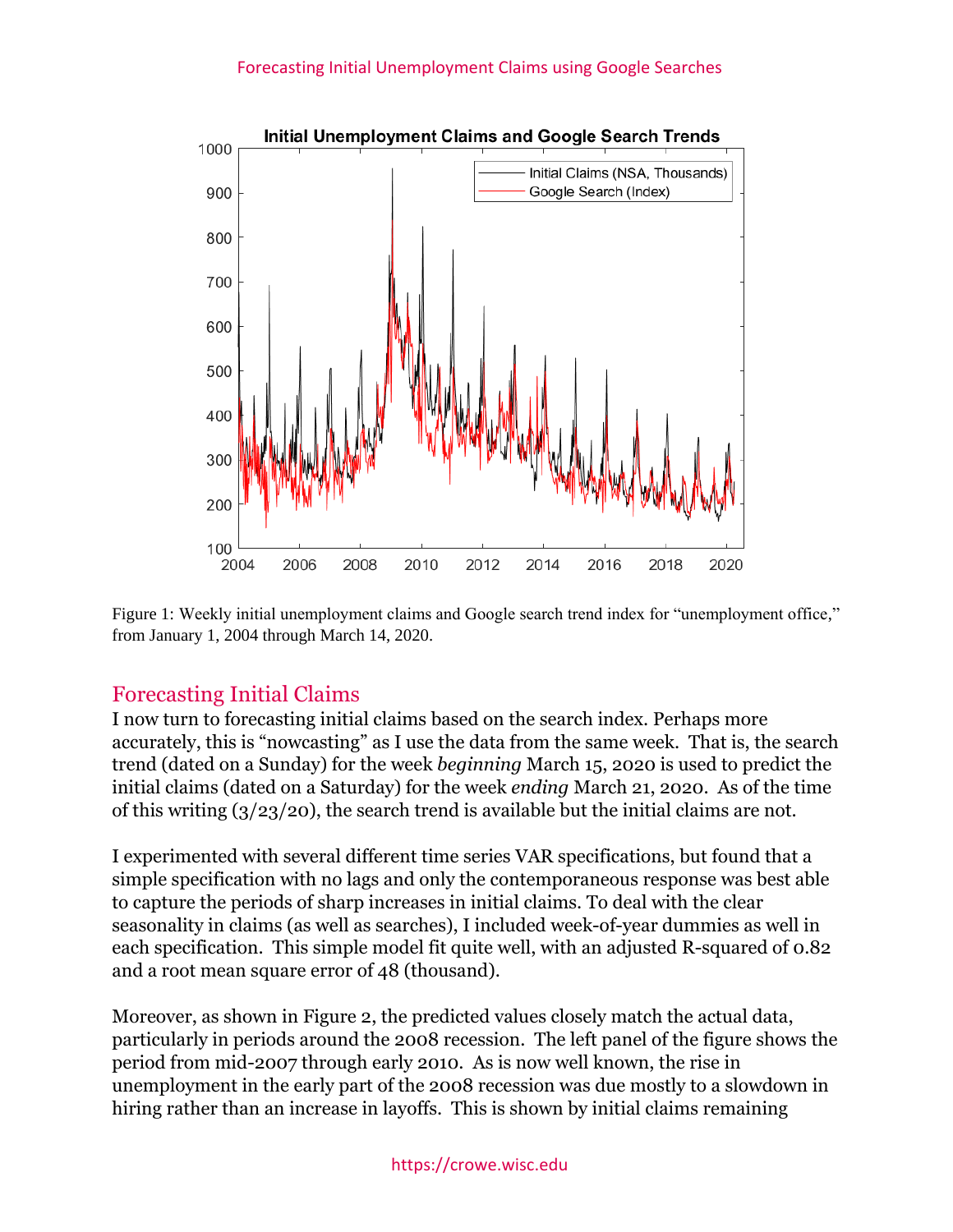Figure 1: Weekly initial unemployment claims and Google search trend index for "unemployment office," from January 1, 2004 through March 14, 2020.

## Forecasting Initial Claims

I now turn to forecasting initial claims based on the search index. Perhaps more accurately, this is "nowcasting" as I use the data from the same week. That is, the search trend (dated on a Sunday) for the week *beginning* March 15, 2020 is used to predict the initial claims (dated on a Saturday) for the week *ending* March 21, 2020. As of the time of this writing (3/23/20), the search trend is available but the initial claims are not.

I experimented with several different time series VAR specifications, but found that a simple specification with no lags and only the contemporaneous response was best able to capture the periods of sharp increases in initial claims. To deal with the clear seasonality in claims (as well as searches), I included week-of-year dummies as well in each specification. This simple model fit quite well, with an adjusted R-squared of 0.82 and a root mean square error of 48 (thousand).

Moreover, as shown in Figure 2, the predicted values closely match the actual data, particularly in periods around the 2008 recession. The left panel of the figure shows the period from mid-2007 through early 2010. As is now well known, the rise in unemployment in the early part of the 2008 recession was due mostly to a slowdown in hiring rather than an increase in layoffs. This is shown by initial claims remaining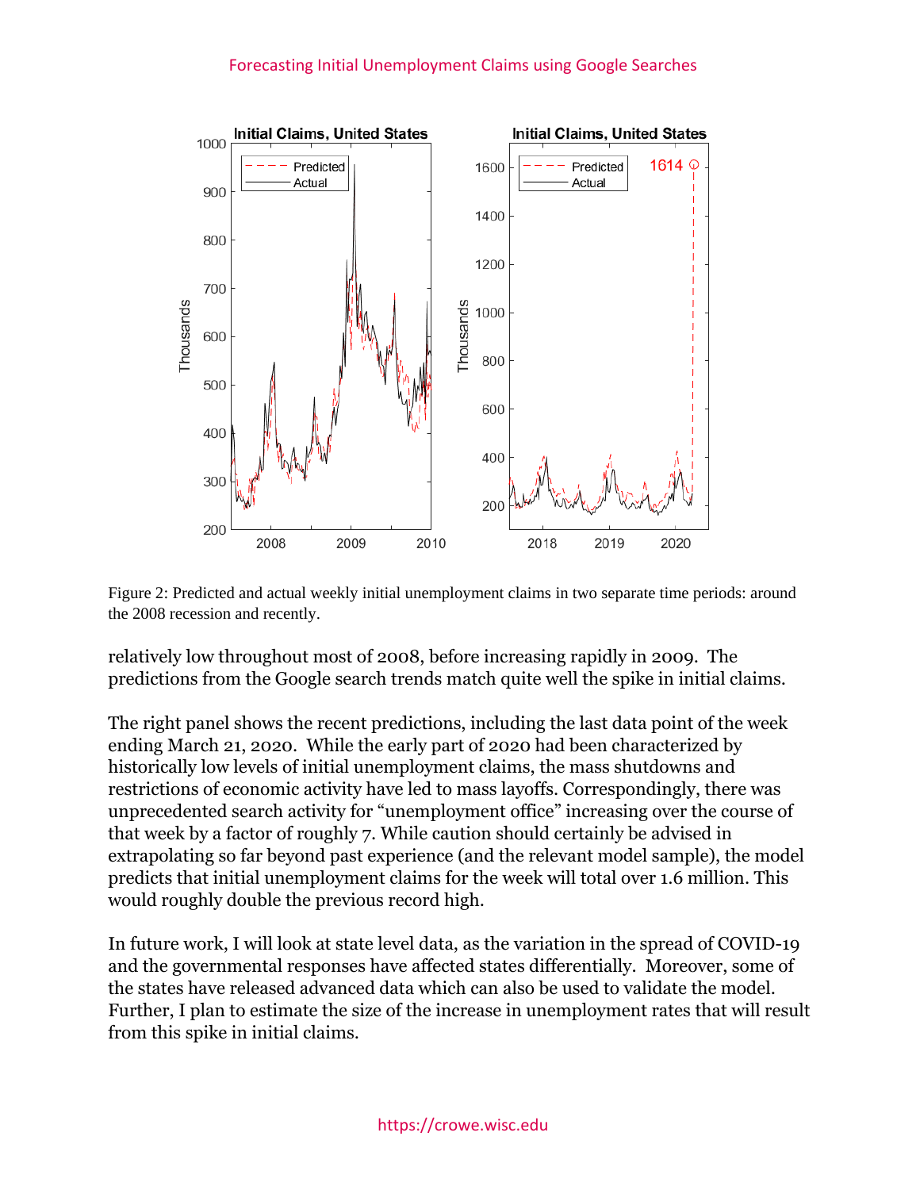Initial Claims, United States

1000
900
800
700
600
500
400
300
200

Thousands

Predicted
Actual

2008
2009
2010

Initial Claims, United States

1600
1400
1200
1000
800
600
400
200

Thousands

Predicted
Actual

1614

2018
2019
2020

Figure 2: Predicted and actual weekly initial unemployment claims in two separate time periods: around the 2008 recession and recently.

relatively low throughout most of 2008, before increasing rapidly in 2009. The predictions from the Google search trends match quite well the spike in initial claims.

The right panel shows the recent predictions, including the last data point of the week ending March 21, 2020. While the early part of 2020 had been characterized by historically low levels of initial unemployment claims, the mass shutdowns and restrictions of economic activity have led to mass layoffs. Correspondingly, there was unprecedented search activity for "unemployment office" increasing over the course of that week by a factor of roughly 7. While caution should certainly be advised in extrapolating so far beyond past experience (and the relevant model sample), the model predicts that initial unemployment claims for the week will total over 1.6 million. This would roughly double the previous record high.

In future work, I will look at state level data, as the variation in the spread of COVID-19 and the governmental responses have affected states differentially. Moreover, some of the states have released advanced data which can also be used to validate the model. Further, I plan to estimate the size of the increase in unemployment rates that will result from this spike in initial claims.